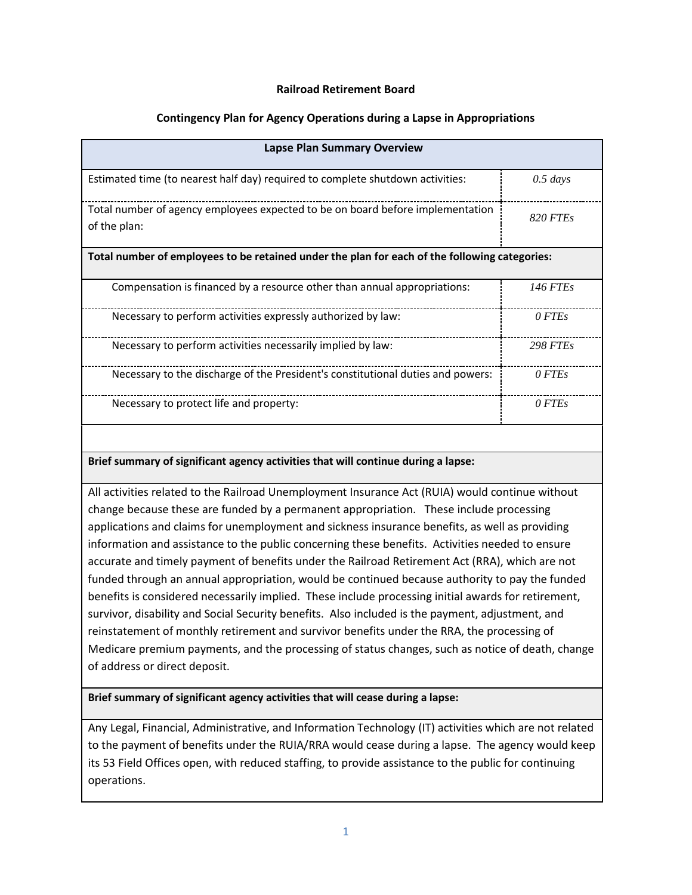**Railroad Retirement Board**

**Contingency Plan for Agency Operations during a Lapse in Appropriations**

| **Lapse Plan Summary Overview** | |
|---|---|
| Estimated time (to nearest half day) required to complete shutdown activities: | *0.5 days* |
| Total number of agency employees expected to be on board before implementation of the plan: | *820 FTEs* |
| **Total number of employees to be retained under the plan for each of the following categories:** | |
| Compensation is financed by a resource other than annual appropriations: | *146 FTEs* |
| Necessary to perform activities expressly authorized by law: | *0 FTEs* |
| Necessary to perform activities necessarily implied by law: | *298 FTEs* |
| Necessary to the discharge of the President's constitutional duties and powers: | *0 FTEs* |
| Necessary to protect life and property: | *0 FTEs* |

**Brief summary of significant agency activities that will continue during a lapse:**

All activities related to the Railroad Unemployment Insurance Act (RUIA) would continue without change because these are funded by a permanent appropriation. These include processing applications and claims for unemployment and sickness insurance benefits, as well as providing information and assistance to the public concerning these benefits. Activities needed to ensure accurate and timely payment of benefits under the Railroad Retirement Act (RRA), which are not funded through an annual appropriation, would be continued because authority to pay the funded benefits is considered necessarily implied. These include processing initial awards for retirement, survivor, disability and Social Security benefits. Also included is the payment, adjustment, and reinstatement of monthly retirement and survivor benefits under the RRA, the processing of Medicare premium payments, and the processing of status changes, such as notice of death, change of address or direct deposit.

**Brief summary of significant agency activities that will cease during a lapse:**

Any Legal, Financial, Administrative, and Information Technology (IT) activities which are not related to the payment of benefits under the RUIA/RRA would cease during a lapse. The agency would keep its 53 Field Offices open, with reduced staffing, to provide assistance to the public for continuing operations.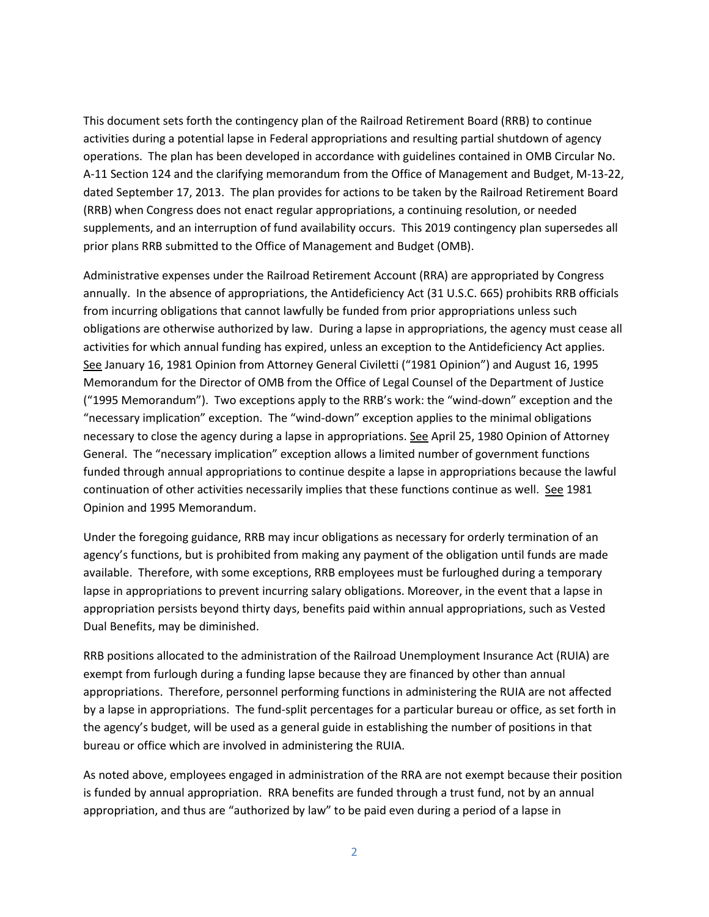This document sets forth the contingency plan of the Railroad Retirement Board (RRB) to continue activities during a potential lapse in Federal appropriations and resulting partial shutdown of agency operations. The plan has been developed in accordance with guidelines contained in OMB Circular No. A-11 Section 124 and the clarifying memorandum from the Office of Management and Budget, M-13-22, dated September 17, 2013. The plan provides for actions to be taken by the Railroad Retirement Board (RRB) when Congress does not enact regular appropriations, a continuing resolution, or needed supplements, and an interruption of fund availability occurs. This 2019 contingency plan supersedes all prior plans RRB submitted to the Office of Management and Budget (OMB).

Administrative expenses under the Railroad Retirement Account (RRA) are appropriated by Congress annually. In the absence of appropriations, the Antideficiency Act (31 U.S.C. 665) prohibits RRB officials from incurring obligations that cannot lawfully be funded from prior appropriations unless such obligations are otherwise authorized by law. During a lapse in appropriations, the agency must cease all activities for which annual funding has expired, unless an exception to the Antideficiency Act applies. See January 16, 1981 Opinion from Attorney General Civiletti ("1981 Opinion") and August 16, 1995 Memorandum for the Director of OMB from the Office of Legal Counsel of the Department of Justice ("1995 Memorandum"). Two exceptions apply to the RRB's work: the "wind-down" exception and the "necessary implication" exception. The "wind-down" exception applies to the minimal obligations necessary to close the agency during a lapse in appropriations. See April 25, 1980 Opinion of Attorney General. The "necessary implication" exception allows a limited number of government functions funded through annual appropriations to continue despite a lapse in appropriations because the lawful continuation of other activities necessarily implies that these functions continue as well. See 1981 Opinion and 1995 Memorandum.

Under the foregoing guidance, RRB may incur obligations as necessary for orderly termination of an agency's functions, but is prohibited from making any payment of the obligation until funds are made available. Therefore, with some exceptions, RRB employees must be furloughed during a temporary lapse in appropriations to prevent incurring salary obligations. Moreover, in the event that a lapse in appropriation persists beyond thirty days, benefits paid within annual appropriations, such as Vested Dual Benefits, may be diminished.

RRB positions allocated to the administration of the Railroad Unemployment Insurance Act (RUIA) are exempt from furlough during a funding lapse because they are financed by other than annual appropriations. Therefore, personnel performing functions in administering the RUIA are not affected by a lapse in appropriations. The fund-split percentages for a particular bureau or office, as set forth in the agency's budget, will be used as a general guide in establishing the number of positions in that bureau or office which are involved in administering the RUIA.

As noted above, employees engaged in administration of the RRA are not exempt because their position is funded by annual appropriation. RRA benefits are funded through a trust fund, not by an annual appropriation, and thus are "authorized by law" to be paid even during a period of a lapse in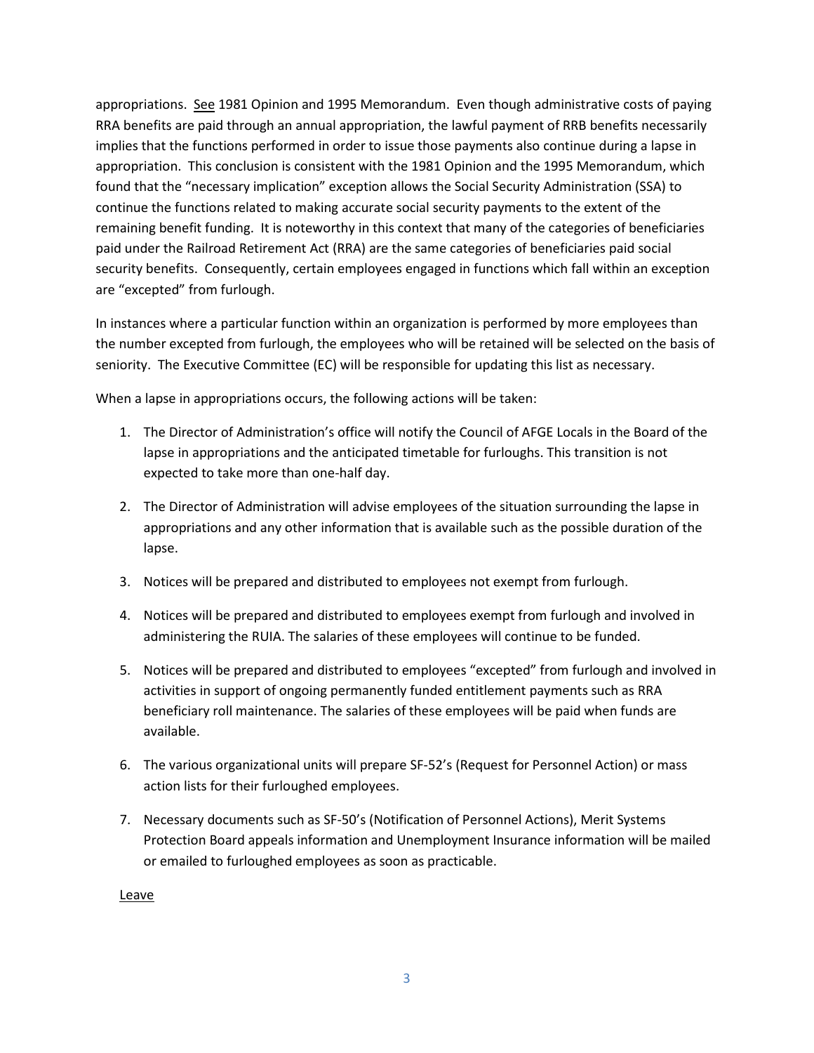appropriations. See 1981 Opinion and 1995 Memorandum. Even though administrative costs of paying RRA benefits are paid through an annual appropriation, the lawful payment of RRB benefits necessarily implies that the functions performed in order to issue those payments also continue during a lapse in appropriation. This conclusion is consistent with the 1981 Opinion and the 1995 Memorandum, which found that the "necessary implication" exception allows the Social Security Administration (SSA) to continue the functions related to making accurate social security payments to the extent of the remaining benefit funding. It is noteworthy in this context that many of the categories of beneficiaries paid under the Railroad Retirement Act (RRA) are the same categories of beneficiaries paid social security benefits. Consequently, certain employees engaged in functions which fall within an exception are "excepted" from furlough.

In instances where a particular function within an organization is performed by more employees than the number excepted from furlough, the employees who will be retained will be selected on the basis of seniority. The Executive Committee (EC) will be responsible for updating this list as necessary.

When a lapse in appropriations occurs, the following actions will be taken:

1. The Director of Administration's office will notify the Council of AFGE Locals in the Board of the lapse in appropriations and the anticipated timetable for furloughs. This transition is not expected to take more than one-half day.
2. The Director of Administration will advise employees of the situation surrounding the lapse in appropriations and any other information that is available such as the possible duration of the lapse.
3. Notices will be prepared and distributed to employees not exempt from furlough.
4. Notices will be prepared and distributed to employees exempt from furlough and involved in administering the RUIA. The salaries of these employees will continue to be funded.
5. Notices will be prepared and distributed to employees "excepted" from furlough and involved in activities in support of ongoing permanently funded entitlement payments such as RRA beneficiary roll maintenance. The salaries of these employees will be paid when funds are available.
6. The various organizational units will prepare SF-52's (Request for Personnel Action) or mass action lists for their furloughed employees.
7. Necessary documents such as SF-50's (Notification of Personnel Actions), Merit Systems Protection Board appeals information and Unemployment Insurance information will be mailed or emailed to furloughed employees as soon as practicable.

Leave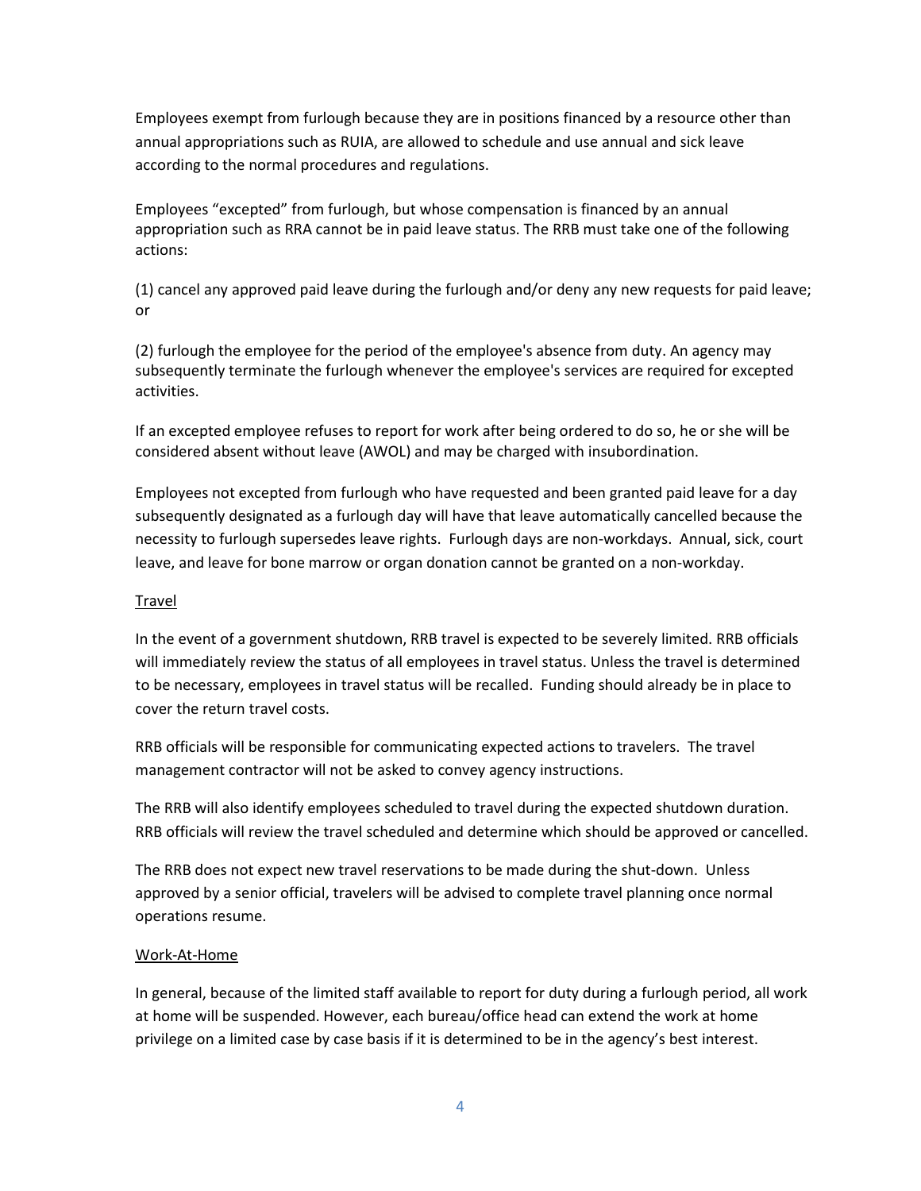Employees exempt from furlough because they are in positions financed by a resource other than annual appropriations such as RUIA, are allowed to schedule and use annual and sick leave according to the normal procedures and regulations.

Employees "excepted" from furlough, but whose compensation is financed by an annual appropriation such as RRA cannot be in paid leave status. The RRB must take one of the following actions:

(1) cancel any approved paid leave during the furlough and/or deny any new requests for paid leave; or

(2) furlough the employee for the period of the employee's absence from duty. An agency may subsequently terminate the furlough whenever the employee's services are required for excepted activities.

If an excepted employee refuses to report for work after being ordered to do so, he or she will be considered absent without leave (AWOL) and may be charged with insubordination.

Employees not excepted from furlough who have requested and been granted paid leave for a day subsequently designated as a furlough day will have that leave automatically cancelled because the necessity to furlough supersedes leave rights. Furlough days are non-workdays. Annual, sick, court leave, and leave for bone marrow or organ donation cannot be granted on a non-workday.

<u>Travel</u>

In the event of a government shutdown, RRB travel is expected to be severely limited. RRB officials will immediately review the status of all employees in travel status. Unless the travel is determined to be necessary, employees in travel status will be recalled. Funding should already be in place to cover the return travel costs.

RRB officials will be responsible for communicating expected actions to travelers. The travel management contractor will not be asked to convey agency instructions.

The RRB will also identify employees scheduled to travel during the expected shutdown duration. RRB officials will review the travel scheduled and determine which should be approved or cancelled.

The RRB does not expect new travel reservations to be made during the shut-down. Unless approved by a senior official, travelers will be advised to complete travel planning once normal operations resume.

<u>Work-At-Home</u>

In general, because of the limited staff available to report for duty during a furlough period, all work at home will be suspended. However, each bureau/office head can extend the work at home privilege on a limited case by case basis if it is determined to be in the agency's best interest.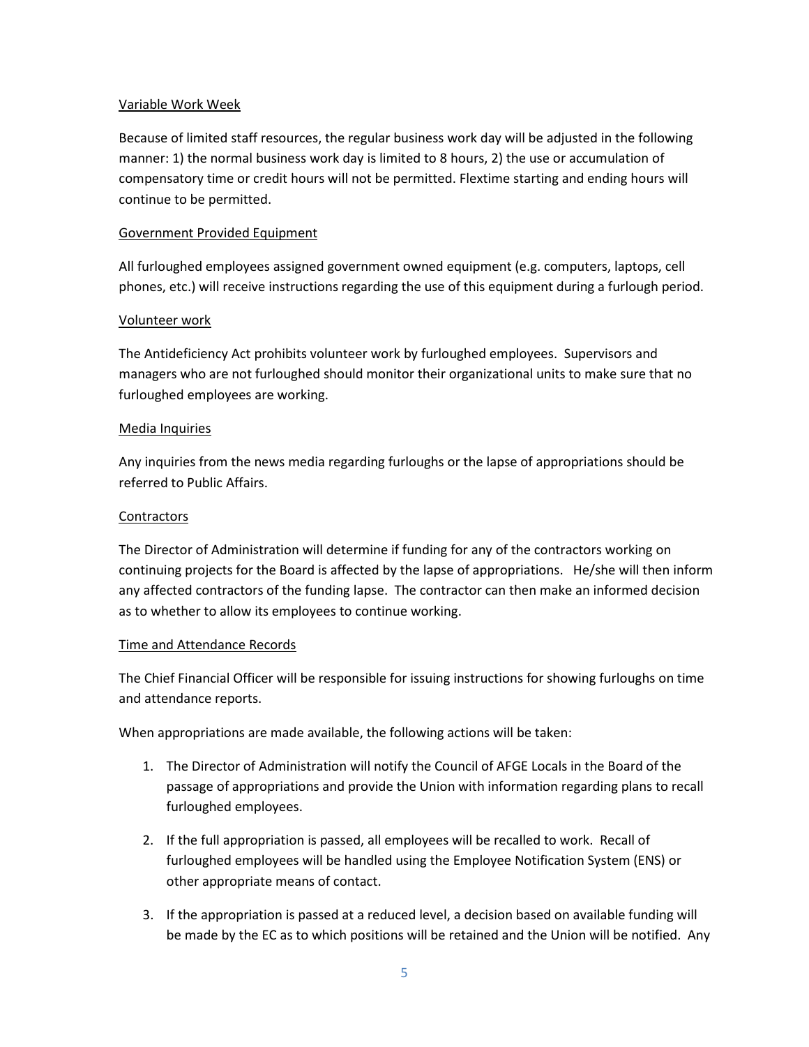Variable Work Week

Because of limited staff resources, the regular business work day will be adjusted in the following manner: 1) the normal business work day is limited to 8 hours, 2) the use or accumulation of compensatory time or credit hours will not be permitted. Flextime starting and ending hours will continue to be permitted.

Government Provided Equipment

All furloughed employees assigned government owned equipment (e.g. computers, laptops, cell phones, etc.) will receive instructions regarding the use of this equipment during a furlough period.

Volunteer work

The Antideficiency Act prohibits volunteer work by furloughed employees. Supervisors and managers who are not furloughed should monitor their organizational units to make sure that no furloughed employees are working.

Media Inquiries

Any inquiries from the news media regarding furloughs or the lapse of appropriations should be referred to Public Affairs.

Contractors

The Director of Administration will determine if funding for any of the contractors working on continuing projects for the Board is affected by the lapse of appropriations. He/she will then inform any affected contractors of the funding lapse. The contractor can then make an informed decision as to whether to allow its employees to continue working.

Time and Attendance Records

The Chief Financial Officer will be responsible for issuing instructions for showing furloughs on time and attendance reports.

When appropriations are made available, the following actions will be taken:

1. The Director of Administration will notify the Council of AFGE Locals in the Board of the passage of appropriations and provide the Union with information regarding plans to recall furloughed employees.

2. If the full appropriation is passed, all employees will be recalled to work. Recall of furloughed employees will be handled using the Employee Notification System (ENS) or other appropriate means of contact.

3. If the appropriation is passed at a reduced level, a decision based on available funding will be made by the EC as to which positions will be retained and the Union will be notified. Any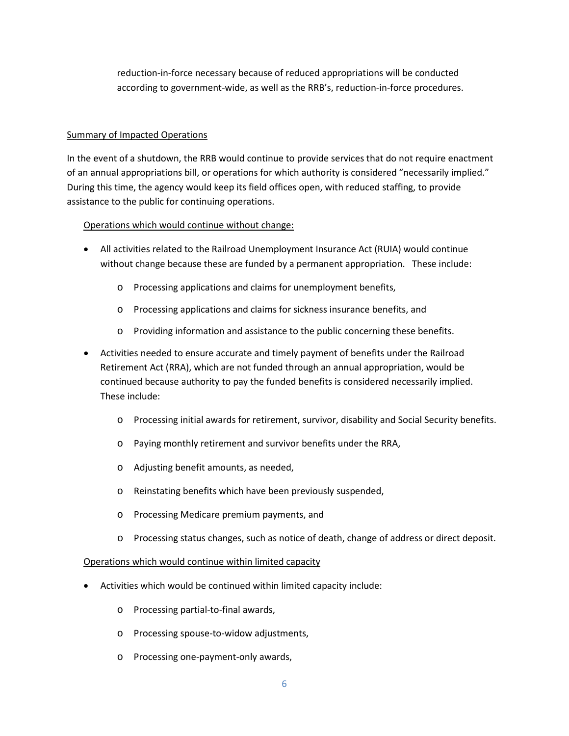reduction-in-force necessary because of reduced appropriations will be conducted according to government-wide, as well as the RRB's, reduction-in-force procedures.

Summary of Impacted Operations

In the event of a shutdown, the RRB would continue to provide services that do not require enactment of an annual appropriations bill, or operations for which authority is considered "necessarily implied." During this time, the agency would keep its field offices open, with reduced staffing, to provide assistance to the public for continuing operations.

Operations which would continue without change:

- All activities related to the Railroad Unemployment Insurance Act (RUIA) would continue without change because these are funded by a permanent appropriation. These include:
  - Processing applications and claims for unemployment benefits,
  - Processing applications and claims for sickness insurance benefits, and
  - Providing information and assistance to the public concerning these benefits.
- Activities needed to ensure accurate and timely payment of benefits under the Railroad Retirement Act (RRA), which are not funded through an annual appropriation, would be continued because authority to pay the funded benefits is considered necessarily implied. These include:
  - Processing initial awards for retirement, survivor, disability and Social Security benefits.
  - Paying monthly retirement and survivor benefits under the RRA,
  - Adjusting benefit amounts, as needed,
  - Reinstating benefits which have been previously suspended,
  - Processing Medicare premium payments, and
  - Processing status changes, such as notice of death, change of address or direct deposit.

Operations which would continue within limited capacity

- Activities which would be continued within limited capacity include:
  - Processing partial-to-final awards,
  - Processing spouse-to-widow adjustments,
  - Processing one-payment-only awards,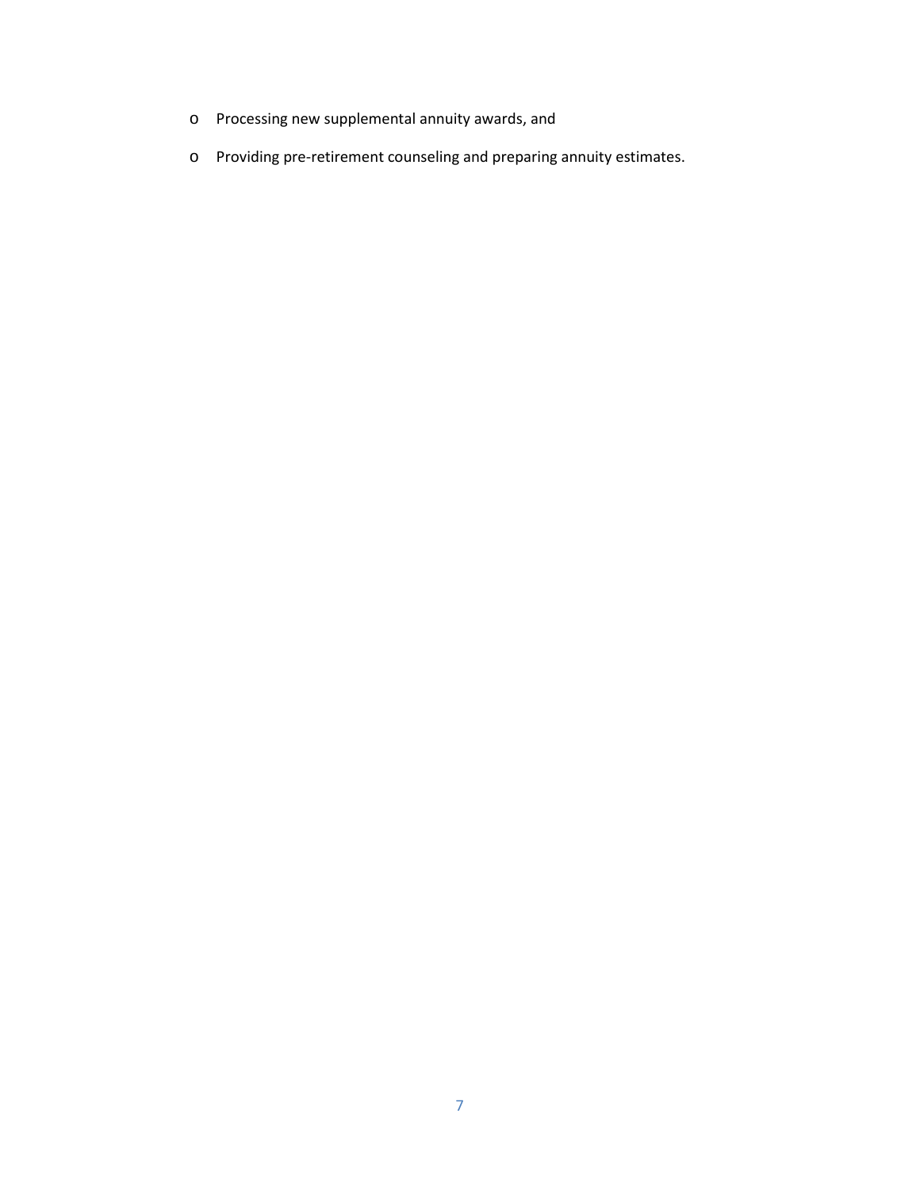- Processing new supplemental annuity awards, and
- Providing pre-retirement counseling and preparing annuity estimates.